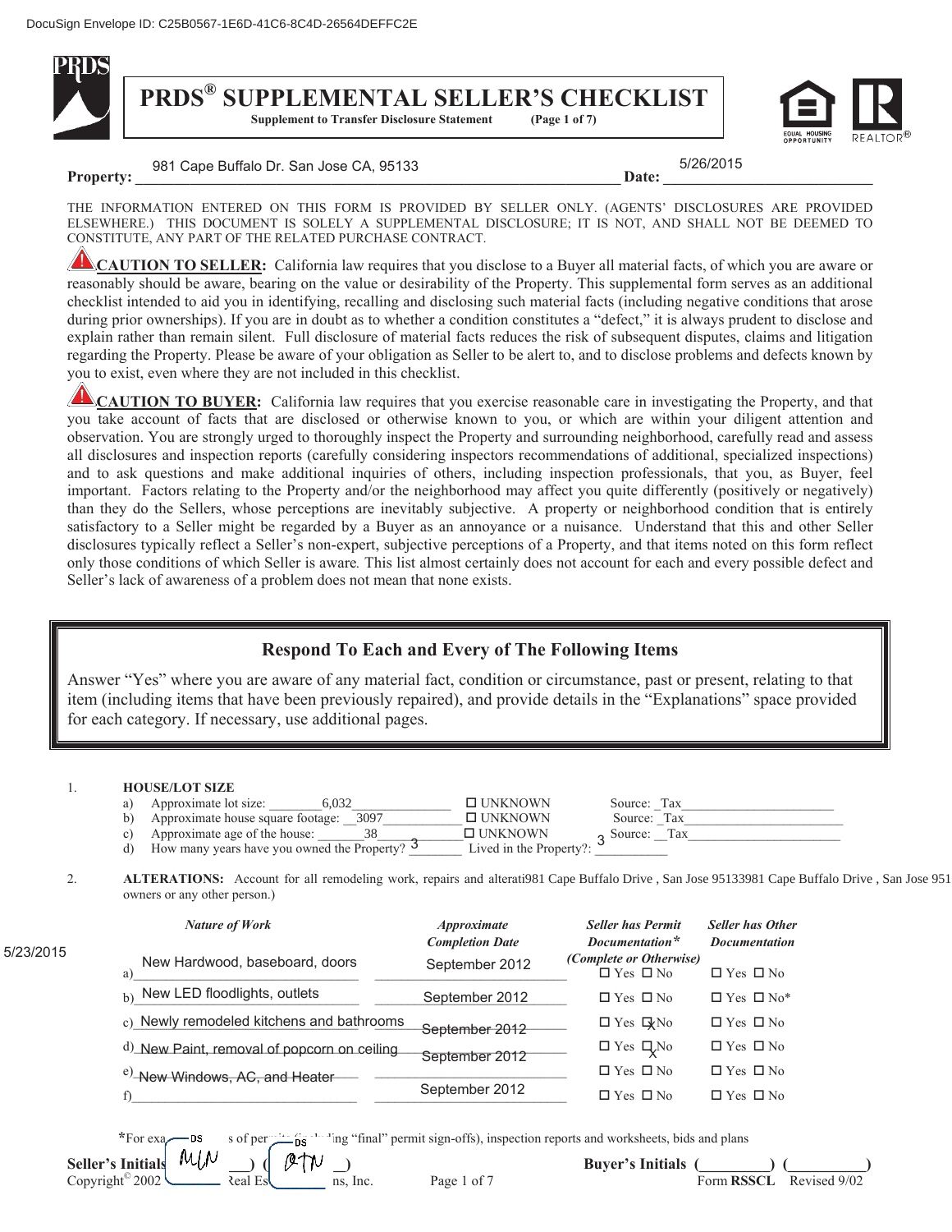DocuSign Envelope ID: C25B0567-1E6D-41C6-8C4D-26564DEFFC2E

# PRDS® SUPPLEMENTAL SELLER'S CHECKLIST

**Supplement to Transfer Disclosure Statement** (Page 1 of 7)

**Property:** 981 Cape Buffalo Dr. San Jose CA, 95133 **Date:** 5/26/2015

THE INFORMATION ENTERED ON THIS FORM IS PROVIDED BY SELLER ONLY. (AGENTS' DISCLOSURES ARE PROVIDED ELSEWHERE.) THIS DOCUMENT IS SOLELY A SUPPLEMENTAL DISCLOSURE; IT IS NOT, AND SHALL NOT BE DEEMED TO CONSTITUTE, ANY PART OF THE RELATED PURCHASE CONTRACT.

**CAUTION TO SELLER:** California law requires that you disclose to a Buyer all material facts, of which you are aware or reasonably should be aware, bearing on the value or desirability of the Property. This supplemental form serves as an additional checklist intended to aid you in identifying, recalling and disclosing such material facts (including negative conditions that arose during prior ownerships). If you are in doubt as to whether a condition constitutes a "defect," it is always prudent to disclose and explain rather than remain silent. Full disclosure of material facts reduces the risk of subsequent disputes, claims and litigation regarding the Property. Please be aware of your obligation as Seller to be alert to, and to disclose problems and defects known by you to exist, even where they are not included in this checklist.

**CAUTION TO BUYER:** California law requires that you exercise reasonable care in investigating the Property, and that you take account of facts that are disclosed or otherwise known to you, or which are within your diligent attention and observation. You are strongly urged to thoroughly inspect the Property and surrounding neighborhood, carefully read and assess all disclosures and inspection reports (carefully considering inspectors recommendations of additional, specialized inspections) and to ask questions and make additional inquiries of others, including inspection professionals, that you, as Buyer, feel important. Factors relating to the Property and/or the neighborhood may affect you quite differently (positively or negatively) than they do the Sellers, whose perceptions are inevitably subjective. A property or neighborhood condition that is entirely satisfactory to a Seller might be regarded by a Buyer as an annoyance or a nuisance. Understand that this and other Seller disclosures typically reflect a Seller's non-expert, subjective perceptions of a Property, and that items noted on this form reflect only those conditions of which Seller is aware. This list almost certainly does not account for each and every possible defect and Seller's lack of awareness of a problem does not mean that none exists.

## Respond To Each and Every of The Following Items

Answer "Yes" where you are aware of any material fact, condition or circumstance, past or present, relating to that item (including items that have been previously repaired), and provide details in the "Explanations" space provided for each category. If necessary, use additional pages.

1. **HOUSE/LOT SIZE**
   - a) Approximate lot size: 6,032 ☐ UNKNOWN Source: Tax
   - b) Approximate house square footage: 3097 ☐ UNKNOWN Source: Tax
   - c) Approximate age of the house: 38 ☐ UNKNOWN Source: Tax
   - d) How many years have you owned the Property? 3 Lived in the Property?: 3

2. **ALTERATIONS:** Account for all remodeling work, repairs and alterati981 Cape Buffalo Drive , San Jose 95133981 Cape Buffalo Drive , San Jose 951 owners or any other person.)

5/23/2015

| | *Nature of Work* | *Approximate Completion Date* | *Seller has Permit Documentation** *(Complete or Otherwise)* | *Seller has Other Documentation* |
|---|---|---|---|---|
| a) | New Hardwood, baseboard, doors | September 2012 | ☐ Yes ☐ No | ☐ Yes ☐ No |
| b) | New LED floodlights, outlets | September 2012 | ☐ Yes ☐ No | ☐ Yes ☐ No* |
| c) | Newly remodeled kitchens and bathrooms | September 2012 | ☐ Yes ☒ No | ☐ Yes ☐ No |
| d) | New Paint, removal of popcorn on ceiling | September 2012 | ☐ Yes ☒ No | ☐ Yes ☐ No |
| e) | New Windows, AC, and Heater | | ☐ Yes ☐ No | ☐ Yes ☐ No |
| f) | | September 2012 | ☐ Yes ☐ No | ☐ Yes ☐ No |

*For exa[...]s of per[...]ing "final" permit sign-offs), inspection reports and worksheets, bids and plans

Seller's Initials (MLN) (PTN) Buyer's Initials (\_\_\_\_\_\_\_\_\_) (\_\_\_\_\_\_\_\_\_)

Copyright© 2002 [...]Real Es[...]ns, Inc. Form **RSSCL** Revised 9/02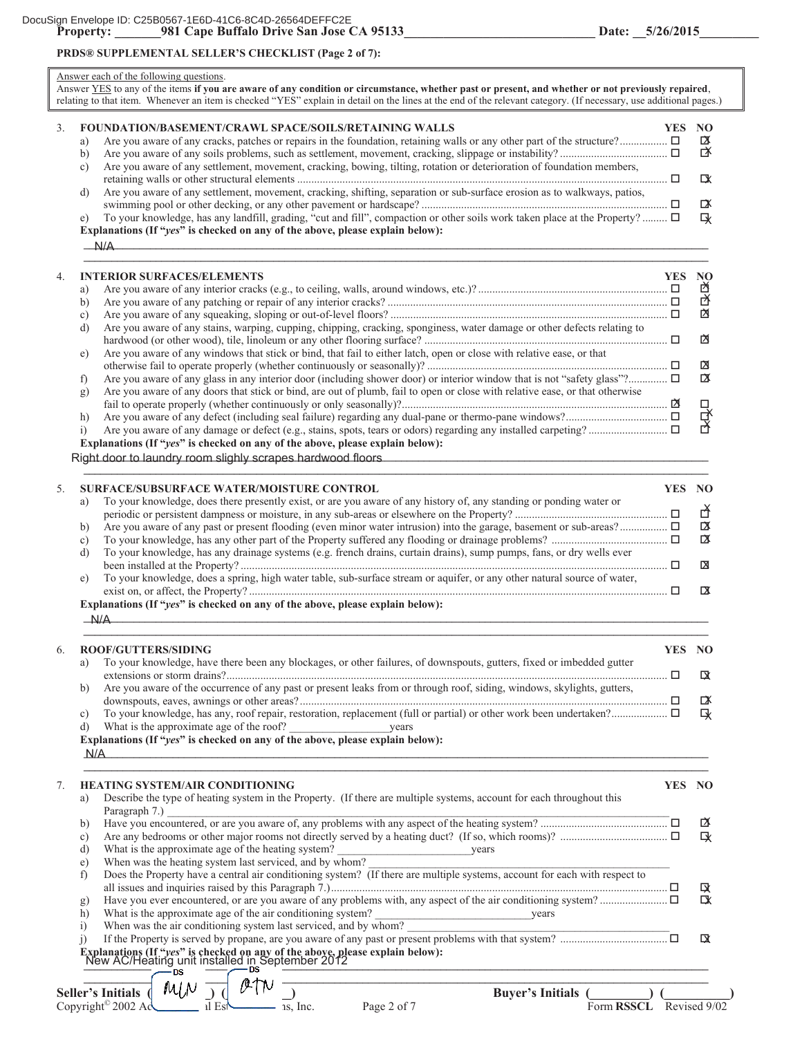DocuSign Envelope ID: C25B0567-1E6D-41C6-8C4D-26564DEFFC2E

**Property: 981 Cape Buffalo Drive San Jose CA 95133** **Date: 5/26/2015**

**PRDS® SUPPLEMENTAL SELLER'S CHECKLIST (Page 2 of 7):**

Answer each of the following questions.
Answer YES to any of the items **if you are aware of any condition or circumstance, whether past or present, and whether or not previously repaired**, relating to that item. Whenever an item is checked "YES" explain in detail on the lines at the end of the relevant category. (If necessary, use additional pages.)

## 3. FOUNDATION/BASEMENT/CRAWL SPACE/SOILS/RETAINING WALLS

| | Question | YES | NO |
|---|---|---|---|
| a) | Are you aware of any cracks, patches or repairs in the foundation, retaining walls or any other part of the structure? | ☐ | ☒ |
| b) | Are you aware of any soils problems, such as settlement, movement, cracking, slippage or instability? | ☐ | ☒ |
| c) | Are you aware of any settlement, movement, cracking, bowing, tilting, rotation or deterioration of foundation members, retaining walls or other structural elements | ☐ | ☒ |
| d) | Are you aware of any settlement, movement, cracking, shifting, separation or sub-surface erosion as to walkways, patios, swimming pool or other decking, or any other pavement or hardscape? | ☐ | ☒ |
| e) | To your knowledge, has any landfill, grading, "cut and fill", compaction or other soils work taken place at the Property? | ☐ | ☒ |

**Explanations (If "*yes*" is checked on any of the above, please explain below):**

N/A

## 4. INTERIOR SURFACES/ELEMENTS

| | Question | YES | NO |
|---|---|---|---|
| a) | Are you aware of any interior cracks (e.g., to ceiling, walls, around windows, etc.)? | ☐ | ☒ |
| b) | Are you aware of any patching or repair of any interior cracks? | ☐ | ☒ |
| c) | Are you aware of any squeaking, sloping or out-of-level floors? | ☐ | ☒ |
| d) | Are you aware of any stains, warping, cupping, chipping, cracking, sponginess, water damage or other defects relating to hardwood (or other wood), tile, linoleum or any other flooring surface? | ☐ | ☒ |
| e) | Are you aware of any windows that stick or bind, that fail to either latch, open or close with relative ease, or that otherwise fail to operate properly (whether continuously or seasonally)? | ☐ | ☒ |
| f) | Are you aware of any glass in any interior door (including shower door) or interior window that is not "safety glass"? | ☐ | ☒ |
| g) | Are you aware of any doors that stick or bind, are out of plumb, fail to open or close with relative ease, or that otherwise fail to operate properly (whether continuously or only seasonally)? | ☒ | ☐ |
| h) | Are you aware of any defect (including seal failure) regarding any dual-pane or thermo-pane windows? | ☐ | ☒ |
| i) | Are you aware of any damage or defect (e.g., stains, spots, tears or odors) regarding any installed carpeting? | ☐ | ☒ |

**Explanations (If "*yes*" is checked on any of the above, please explain below):**

Right door to laundry room slighly scrapes hardwood floors

## 5. SURFACE/SUBSURFACE WATER/MOISTURE CONTROL

| | Question | YES | NO |
|---|---|---|---|
| a) | To your knowledge, does there presently exist, or are you aware of any history of, any standing or ponding water or periodic or persistent dampness or moisture, in any sub-areas or elsewhere on the Property? | ☐ | ☒ |
| b) | Are you aware of any past or present flooding (even minor water intrusion) into the garage, basement or sub-areas? | ☐ | ☒ |
| c) | To your knowledge, has any other part of the Property suffered any flooding or drainage problems? | ☐ | ☒ |
| d) | To your knowledge, has any drainage systems (e.g. french drains, curtain drains), sump pumps, fans, or dry wells ever been installed at the Property? | ☐ | ☒ |
| e) | To your knowledge, does a spring, high water table, sub-surface stream or aquifer, or any other natural source of water, exist on, or affect, the Property? | ☐ | ☒ |

**Explanations (If "*yes*" is checked on any of the above, please explain below):**

N/A

## 6. ROOF/GUTTERS/SIDING

| | Question | YES | NO |
|---|---|---|---|
| a) | To your knowledge, have there been any blockages, or other failures, of downspouts, gutters, fixed or imbedded gutter extensions or storm drains? | ☐ | ☒ |
| b) | Are you aware of the occurrence of any past or present leaks from or through roof, siding, windows, skylights, gutters, downspouts, eaves, awnings or other areas? | ☐ | ☒ |
| c) | To your knowledge, has any, roof repair, restoration, replacement (full or partial) or other work been undertaken? | ☐ | ☒ |
| d) | What is the approximate age of the roof? ________ years | | |

**Explanations (If "*yes*" is checked on any of the above, please explain below):**

N/A

## 7. HEATING SYSTEM/AIR CONDITIONING

| | Question | YES | NO |
|---|---|---|---|
| a) | Describe the type of heating system in the Property. (If there are multiple systems, account for each throughout this Paragraph 7.) ________ | | |
| b) | Have you encountered, or are you aware of, any problems with any aspect of the heating system? | ☐ | ☒ |
| c) | Are any bedrooms or other major rooms not directly served by a heating duct? (If so, which rooms)? | ☐ | ☒ |
| d) | What is the approximate age of the heating system? ________ years | | |
| e) | When was the heating system last serviced, and by whom? ________ | | |
| f) | Does the Property have a central air conditioning system? (If there are multiple systems, account for each with respect to all issues and inquiries raised by this Paragraph 7.) | ☐ | ☒ |
| g) | Have you ever encountered, or are you aware of any problems with, any aspect of the air conditioning system? | ☐ | ☒ |
| h) | What is the approximate age of the air conditioning system? ________ years | | |
| i) | When was the air conditioning system last serviced, and by whom? ________ | | |
| j) | If the Property is served by propane, are you aware of any past or present problems with that system? | ☐ | ☒ |

**Explanations (If "*yes*" is checked on any of the above, please explain below):**

New AC/Heating unit installed in September 2012

Seller's Initials ( MLN ) ( BTN ) Buyer's Initials (________) (________)

Copyright© 2002 Ac... Form **RSSCL** Revised 9/02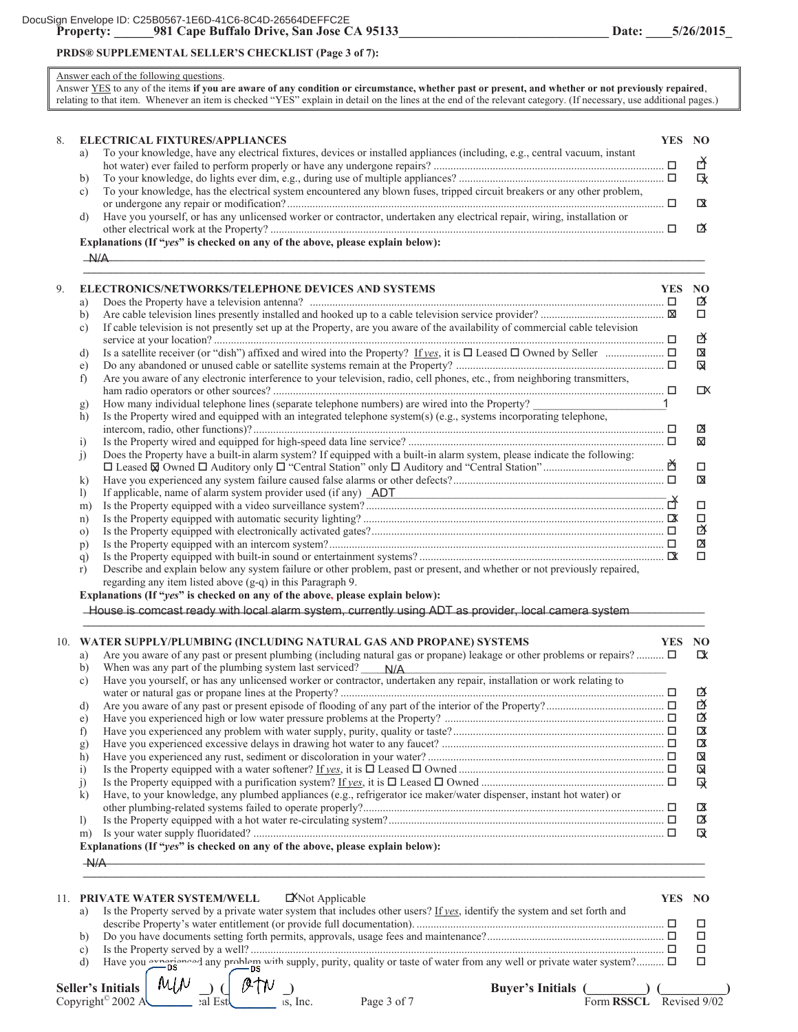DocuSign Envelope ID: C25B0567-1E6D-41C6-8C4D-26564DEFFC2E

**Property:** 981 Cape Buffalo Drive, San Jose CA 95133 **Date:** 5/26/2015

**PRDS® SUPPLEMENTAL SELLER'S CHECKLIST (Page 3 of 7):**

Answer each of the following questions.
Answer YES to any of the items **if you are aware of any condition or circumstance, whether past or present, and whether or not previously repaired**, relating to that item. Whenever an item is checked "YES" explain in detail on the lines at the end of the relevant category. (If necessary, use additional pages.)

## 8. ELECTRICAL FIXTURES/APPLIANCES

| | | YES | NO |
|---|---|---|---|
| a) | To your knowledge, have any electrical fixtures, devices or installed appliances (including, e.g., central vacuum, instant hot water) ever failed to perform properly or have any undergone repairs? | ☐ | ☒ |
| b) | To your knowledge, do lights ever dim, e.g., during use of multiple appliances? | ☐ | ☒ |
| c) | To your knowledge, has the electrical system encountered any blown fuses, tripped circuit breakers or any other problem, or undergone any repair or modification? | ☐ | ☒ |
| d) | Have you yourself, or has any unlicensed worker or contractor, undertaken any electrical repair, wiring, installation or other electrical work at the Property? | ☐ | ☒ |

**Explanations (If "*yes*" is checked on any of the above, please explain below):**

N/A

## 9. ELECTRONICS/NETWORKS/TELEPHONE DEVICES AND SYSTEMS

| | | YES | NO |
|---|---|---|---|
| a) | Does the Property have a television antenna? | ☐ | ☒ |
| b) | Are cable television lines presently installed and hooked up to a cable television service provider? | ☒ | ☐ |
| c) | If cable television is not presently set up at the Property, are you aware of the availability of commercial cable television service at your location? | ☐ | ☒ |
| d) | Is a satellite receiver (or "dish") affixed and wired into the Property? *If yes*, it is ☐ Leased ☐ Owned by Seller | ☐ | ☒ |
| e) | Do any abandoned or unused cable or satellite systems remain at the Property? | ☐ | ☒ |
| f) | Are you aware of any electronic interference to your television, radio, cell phones, etc., from neighboring transmitters, ham radio operators or other sources? | ☐ | ☒ |
| g) | How many individual telephone lines (separate telephone numbers) are wired into the Property? 1 | | |
| h) | Is the Property wired and equipped with an integrated telephone system(s) (e.g., systems incorporating telephone, intercom, radio, other functions)? | ☐ | ☒ |
| i) | Is the Property wired and equipped for high-speed data line service? | ☐ | ☒ |
| j) | Does the Property have a built-in alarm system? If equipped with a built-in alarm system, please indicate the following: ☐ Leased ☒ Owned ☐ Auditory only ☐ "Central Station" only ☐ Auditory and "Central Station" | ☒ | ☐ |
| k) | Have you experienced any system failure caused false alarms or other defects? | ☐ | ☒ |
| l) | If applicable, name of alarm system provider used (if any) ADT | | |
| m) | Is the Property equipped with a video surveillance system? | ☒ | ☐ |
| n) | Is the Property equipped with automatic security lighting? | ☒ | ☐ |
| o) | Is the Property equipped with electronically activated gates? | ☐ | ☒ |
| p) | Is the Property equipped with an intercom system? | ☐ | ☒ |
| q) | Is the Property equipped with built-in sound or entertainment systems? | ☒ | ☐ |
| r) | Describe and explain below any system failure or other problem, past or present, and whether or not previously repaired, regarding any item listed above (g-q) in this Paragraph 9. | | |

**Explanations (If "*yes*" is checked on any of the above, please explain below):**

House is comcast ready with local alarm system, currently using ADT as provider, local camera system

## 10. WATER SUPPLY/PLUMBING (INCLUDING NATURAL GAS AND PROPANE) SYSTEMS

| | | YES | NO |
|---|---|---|---|
| a) | Are you aware of any past or present plumbing (including natural gas or propane) leakage or other problems or repairs? | ☐ | ☒ |
| b) | When was any part of the plumbing system last serviced? N/A | | |
| c) | Have you yourself, or has any unlicensed worker or contractor, undertaken any repair, installation or work relating to water or natural gas or propane lines at the Property? | ☐ | ☒ |
| d) | Are you aware of any past or present episode of flooding of any part of the interior of the Property? | ☐ | ☒ |
| e) | Have you experienced high or low water pressure problems at the Property? | ☐ | ☒ |
| f) | Have you experienced any problem with water supply, purity, quality or taste? | ☐ | ☒ |
| g) | Have you experienced excessive delays in drawing hot water to any faucet? | ☐ | ☒ |
| h) | Have you experienced any rust, sediment or discoloration in your water? | ☐ | ☒ |
| i) | Is the Property equipped with a water softener? *If yes*, it is ☐ Leased ☐ Owned | ☐ | ☒ |
| j) | Is the Property equipped with a purification system? *If yes*, it is ☐ Leased ☐ Owned | ☐ | ☒ |
| k) | Have, to your knowledge, any plumbed appliances (e.g., refrigerator ice maker/water dispenser, instant hot water) or other plumbing-related systems failed to operate properly? | ☐ | ☒ |
| l) | Is the Property equipped with a hot water re-circulating system? | ☐ | ☒ |
| m) | Is your water supply fluoridated? | ☐ | ☒ |

**Explanations (If "*yes*" is checked on any of the above, please explain below):**

N/A

## 11. PRIVATE WATER SYSTEM/WELL ☒ Not Applicable

| | | YES | NO |
|---|---|---|---|
| a) | Is the Property served by a private water system that includes other users? *If yes*, identify the system and set forth and describe Property's water entitlement (or provide full documentation). | ☐ | ☐ |
| b) | Do you have documents setting forth permits, approvals, usage fees and maintenance? | ☐ | ☐ |
| c) | Is the Property served by a well? | ☐ | ☐ |
| d) | Have you experienced any problem with supply, purity, quality or taste of water from any well or private water system? | ☐ | ☐ |

**Seller's Initials** ( MLN ) ( QTN ) **Buyer's Initials** (________) (________)

Copyright© 2002 Association of Real Estate Agents, Inc. Form **RSSCL** Revised 9/02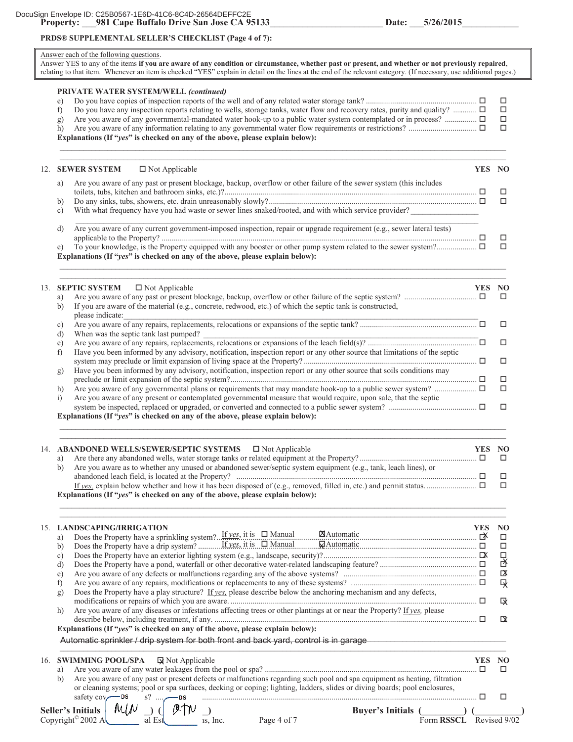DocuSign Envelope ID: C25B0567-1E6D-41C6-8C4D-26564DEFFC2E

**Property: ___981 Cape Buffalo Drive San Jose CA 95133___ Date: ___5/26/2015___**

**PRDS® SUPPLEMENTAL SELLER'S CHECKLIST (Page 4 of 7):**

Answer each of the following questions.
Answer YES to any of the items **if you are aware of any condition or circumstance, whether past or present, and whether or not previously repaired**, relating to that item. Whenever an item is checked "YES" explain in detail on the lines at the end of the relevant category. (If necessary, use additional pages.)

**PRIVATE WATER SYSTEM/WELL** ***(continued)***

| | | YES | NO |
|---|---|---|---|
| e) | Do you have copies of inspection reports of the well and of any related water storage tank? | ☐ | ☐ |
| f) | Do you have any inspection reports relating to wells, storage tanks, water flow and recovery rates, purity and quality? | ☐ | ☐ |
| g) | Are you aware of any governmental-mandated water hook-up to a public water system contemplated or in process? | ☐ | ☐ |
| h) | Are you aware of any information relating to any governmental water flow requirements or restrictions? | ☐ | ☐ |

**Explanations (If "*yes*" is checked on any of the above, please explain below):**

12. **SEWER SYSTEM** ☐ Not Applicable

| | | YES | NO |
|---|---|---|---|
| a) | Are you aware of any past or present blockage, backup, overflow or other failure of the sewer system (this includes toilets, tubs, kitchen and bathroom sinks, etc.)? | ☐ | ☐ |
| b) | Do any sinks, tubs, showers, etc. drain unreasonably slowly? | ☐ | ☐ |
| c) | With what frequency have you had waste or sewer lines snaked/rooted, and with which service provider? ________ | | |
| d) | Are you aware of any current government-imposed inspection, repair or upgrade requirement (e.g., sewer lateral tests) applicable to the Property? | ☐ | ☐ |
| e) | To your knowledge, is the Property equipped with any booster or other pump system related to the sewer system? | ☐ | ☐ |

**Explanations (If "*yes*" is checked on any of the above, please explain below):**

13. **SEPTIC SYSTEM** ☐ Not Applicable

| | | YES | NO |
|---|---|---|---|
| a) | Are you aware of any past or present blockage, backup, overflow or other failure of the septic system? | ☐ | ☐ |
| b) | If you are aware of the material (e.g., concrete, redwood, etc.) of which the septic tank is constructed, please indicate: ________ | | |
| c) | Are you aware of any repairs, replacements, relocations or expansions of the septic tank? | ☐ | ☐ |
| d) | When was the septic tank last pumped? ________ | | |
| e) | Are you aware of any repairs, replacements, relocations or expansions of the leach field(s)? | ☐ | ☐ |
| f) | Have you been informed by any advisory, notification, inspection report or any other source that limitations of the septic system may preclude or limit expansion of living space at the Property? | ☐ | ☐ |
| g) | Have you been informed by any advisory, notification, inspection report or any other source that soils conditions may preclude or limit expansion of the septic system? | ☐ | ☐ |
| h) | Are you aware of any governmental plans or requirements that may mandate hook-up to a public sewer system? | ☐ | ☐ |
| i) | Are you aware of any present or contemplated governmental measure that would require, upon sale, that the septic system be inspected, replaced or upgraded, or converted and connected to a public sewer system? | ☐ | ☐ |

**Explanations (If "*yes*" is checked on any of the above, please explain below):**

14. **ABANDONED WELLS/SEWER/SEPTIC SYSTEMS** ☐ Not Applicable

| | | YES | NO |
|---|---|---|---|
| a) | Are there any abandoned wells, water storage tanks or related equipment at the Property? | ☐ | ☐ |
| b) | Are you aware as to whether any unused or abandoned sewer/septic system equipment (e.g., tank, leach lines), or abandoned leach field, is located at the Property? | ☐ | ☐ |
| | If *yes,* explain below whether and how it has been disposed of (e.g., removed, filled in, etc.) and permit status. | ☐ | ☐ |

**Explanations (If "*yes*" is checked on any of the above, please explain below):**

15. **LANDSCAPING/IRRIGATION**

| | | YES | NO |
|---|---|---|---|
| a) | Does the Property have a sprinkling system? If *yes,* it is ☐ Manual ☒ Automatic | ☒ | ☐ |
| b) | Does the Property have a drip system? If *yes,* it is ☐ Manual ☒ Automatic | ☐ | ☐ |
| c) | Does the Property have an exterior lighting system (e.g., landscape, security)? | ☒ | ☐ |
| d) | Does the Property have a pond, waterfall or other decorative water-related landscaping feature? | ☐ | ☒ |
| e) | Are you aware of any defects or malfunctions regarding any of the above systems? | ☐ | ☒ |
| f) | Are you aware of any repairs, modifications or replacements to any of these systems? | ☐ | ☒ |
| g) | Does the Property have a play structure? If *yes,* please describe below the anchoring mechanism and any defects, modifications or repairs of which you are aware. | ☐ | ☒ |
| h) | Are you aware of any diseases or infestations affecting trees or other plantings at or near the Property? If *yes,* please describe below, including treatment, if any. | ☐ | ☒ |

**Explanations (If "*yes*" is checked on any of the above, please explain below):**

Automatic sprinkler / drip system for both front and back yard, control is in garage

16. **SWIMMING POOL/SPA** ☒ Not Applicable

| | | YES | NO |
|---|---|---|---|
| a) | Are you aware of any water leakages from the pool or spa? | ☐ | ☐ |
| b) | Are you aware of any past or present defects or malfunctions regarding such pool and spa equipment as heating, filtration or cleaning systems; pool or spa surfaces, decking or coping; lighting, ladders, slides or diving boards; pool enclosures, safety covers? | ☐ | ☐ |

Seller's Initials ( MLN ) ( QTN ) Buyer's Initials (________) (________)

Copyright© 2002 Association of Real Estate Professionals, Inc. Form **RSSCL** Revised 9/02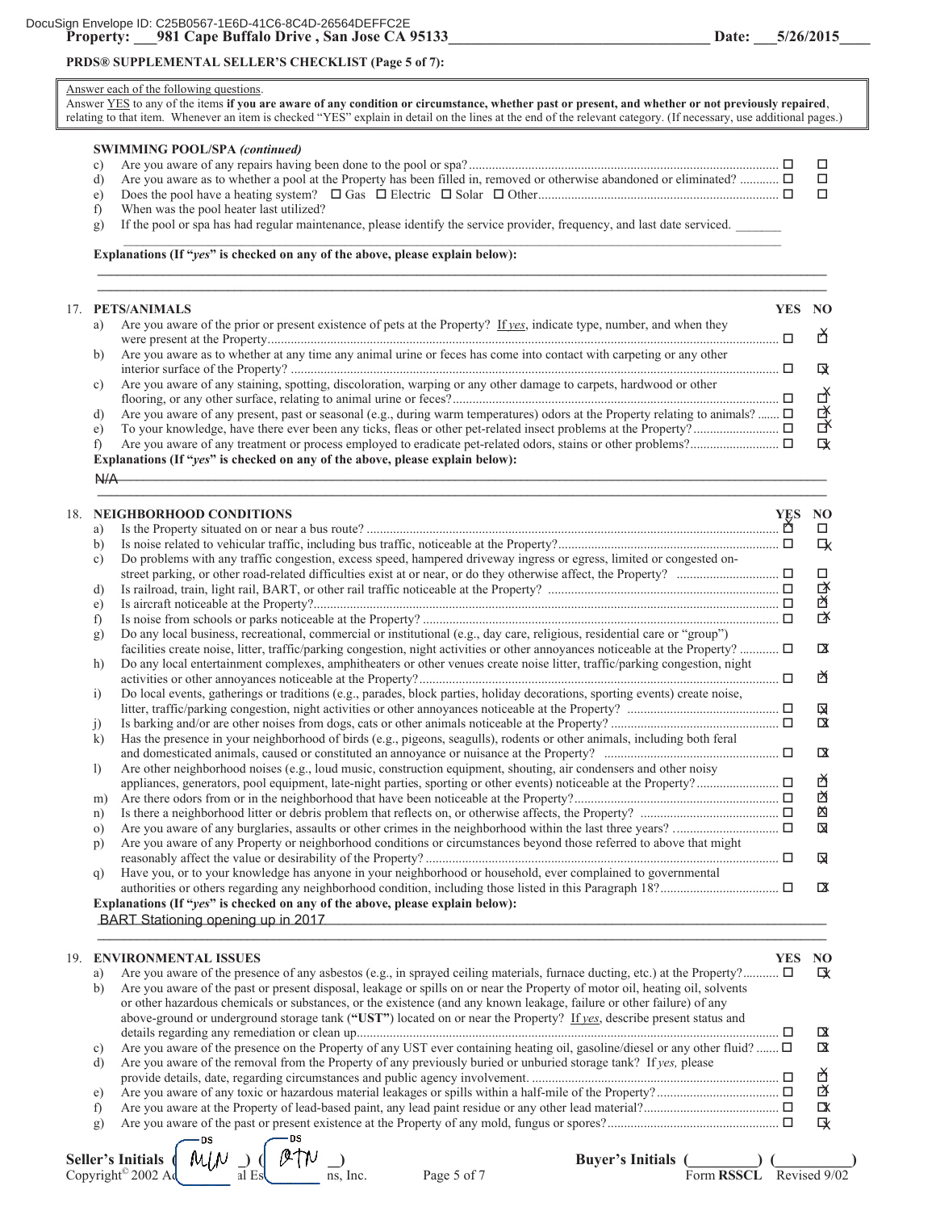DocuSign Envelope ID: C25B0567-1E6D-41C6-8C4D-26564DEFFC2E

**Property: ___981 Cape Buffalo Drive , San Jose CA 95133___ Date: ___5/26/2015___**

**PRDS® SUPPLEMENTAL SELLER'S CHECKLIST (Page 5 of 7):**

Answer each of the following questions.
Answer YES to any of the items **if you are aware of any condition or circumstance, whether past or present, and whether or not previously repaired**, relating to that item. Whenever an item is checked "YES" explain in detail on the lines at the end of the relevant category. (If necessary, use additional pages.)

**SWIMMING POOL/SPA *(continued)***

| | | YES | NO |
|---|---|---|---|
| c) | Are you aware of any repairs having been done to the pool or spa? | ☐ | ☐ |
| d) | Are you aware as to whether a pool at the Property has been filled in, removed or otherwise abandoned or eliminated? | ☐ | ☐ |
| e) | Does the pool have a heating system? ☐ Gas ☐ Electric ☐ Solar ☐ Other | ☐ | ☐ |
| f) | When was the pool heater last utilized? | | |
| g) | If the pool or spa has had regular maintenance, please identify the service provider, frequency, and last date serviced. _______ | | |

**Explanations (If "*yes*" is checked on any of the above, please explain below):**

**17. PETS/ANIMALS**

| | | YES | NO |
|---|---|---|---|
| a) | Are you aware of the prior or present existence of pets at the Property? If *yes*, indicate type, number, and when they were present at the Property. | ☐ | ☒ |
| b) | Are you aware as to whether at any time any animal urine or feces has come into contact with carpeting or any other interior surface of the Property? | ☐ | ☒ |
| c) | Are you aware of any staining, spotting, discoloration, warping or any other damage to carpets, hardwood or other flooring, or any other surface, relating to animal urine or feces? | ☐ | ☒ |
| d) | Are you aware of any present, past or seasonal (e.g., during warm temperatures) odors at the Property relating to animals? | ☐ | ☒ |
| e) | To your knowledge, have there ever been any ticks, fleas or other pet-related insect problems at the Property? | ☐ | ☒ |
| f) | Are you aware of any treatment or process employed to eradicate pet-related odors, stains or other problems? | ☐ | ☒ |

**Explanations (If "*yes*" is checked on any of the above, please explain below):**

N/A

**18. NEIGHBORHOOD CONDITIONS**

| | | YES | NO |
|---|---|---|---|
| a) | Is the Property situated on or near a bus route? | ☒ | ☐ |
| b) | Is noise related to vehicular traffic, including bus traffic, noticeable at the Property? | ☐ | ☒ |
| c) | Do problems with any traffic congestion, excess speed, hampered driveway ingress or egress, limited or congested on-street parking, or other road-related difficulties exist at or near, or do they otherwise affect, the Property? | ☐ | ☐ |
| d) | Is railroad, train, light rail, BART, or other rail traffic noticeable at the Property? | ☐ | ☒ |
| e) | Is aircraft noticeable at the Property? | ☐ | ☒ |
| f) | Is noise from schools or parks noticeable at the Property? | ☐ | ☒ |
| g) | Do any local business, recreational, commercial or institutional (e.g., day care, religious, residential care or "group") facilities create noise, litter, traffic/parking congestion, night activities or other annoyances noticeable at the Property? | ☐ | ☒ |
| h) | Do any local entertainment complexes, amphitheaters or other venues create noise litter, traffic/parking congestion, night activities or other annoyances noticeable at the Property? | ☐ | ☒ |
| i) | Do local events, gatherings or traditions (e.g., parades, block parties, holiday decorations, sporting events) create noise, litter, traffic/parking congestion, night activities or other annoyances noticeable at the Property? | ☐ | ☒ |
| j) | Is barking and/or are other noises from dogs, cats or other animals noticeable at the Property? | ☐ | ☒ |
| k) | Has the presence in your neighborhood of birds (e.g., pigeons, seagulls), rodents or other animals, including both feral and domesticated animals, caused or constituted an annoyance or nuisance at the Property? | ☐ | ☒ |
| l) | Are other neighborhood noises (e.g., loud music, construction equipment, shouting, air condensers and other noisy appliances, generators, pool equipment, late-night parties, sporting or other events) noticeable at the Property? | ☐ | ☒ |
| m) | Are there odors from or in the neighborhood that have been noticeable at the Property? | ☐ | ☒ |
| n) | Is there a neighborhood litter or debris problem that reflects on, or otherwise affects, the Property? | ☐ | ☒ |
| o) | Are you aware of any burglaries, assaults or other crimes in the neighborhood within the last three years? | ☐ | ☒ |
| p) | Are you aware of any Property or neighborhood conditions or circumstances beyond those referred to above that might reasonably affect the value or desirability of the Property? | ☐ | ☒ |
| q) | Have you, or to your knowledge has anyone in your neighborhood or household, ever complained to governmental authorities or others regarding any neighborhood condition, including those listed in this Paragraph 18? | ☐ | ☒ |

**Explanations (If "*yes*" is checked on any of the above, please explain below):**

BART Stationing opening up in 2017

**19. ENVIRONMENTAL ISSUES**

| | | YES | NO |
|---|---|---|---|
| a) | Are you aware of the presence of any asbestos (e.g., in sprayed ceiling materials, furnace ducting, etc.) at the Property? | ☐ | ☒ |
| b) | Are you aware of the past or present disposal, leakage or spills on or near the Property of motor oil, heating oil, solvents or other hazardous chemicals or substances, or the existence (and any known leakage, failure or other failure) of any above-ground or underground storage tank ("UST") located on or near the Property? If *yes*, describe present status and details regarding any remediation or clean up. | ☐ | ☒ |
| c) | Are you aware of the presence on the Property of any UST ever containing heating oil, gasoline/diesel or any other fluid? | ☐ | ☒ |
| d) | Are you aware of the removal from the Property of any previously buried or unburied storage tank? If *yes,* please provide details, date, regarding circumstances and public agency involvement. | ☐ | ☒ |
| e) | Are you aware of any toxic or hazardous material leakages or spills within a half-mile of the Property? | ☐ | ☒ |
| f) | Are you aware at the Property of lead-based paint, any lead paint residue or any other lead material? | ☐ | ☒ |
| g) | Are you aware of the past or present existence at the Property of any mold, fungus or spores? | ☐ | ☒ |

**Seller's Initials** ( MLN ) ( BTN ) **Buyer's Initials** (________) (________)

Copyright© 2002 Advanced Real Estate Solutions, Inc. Form **RSSCL** Revised 9/02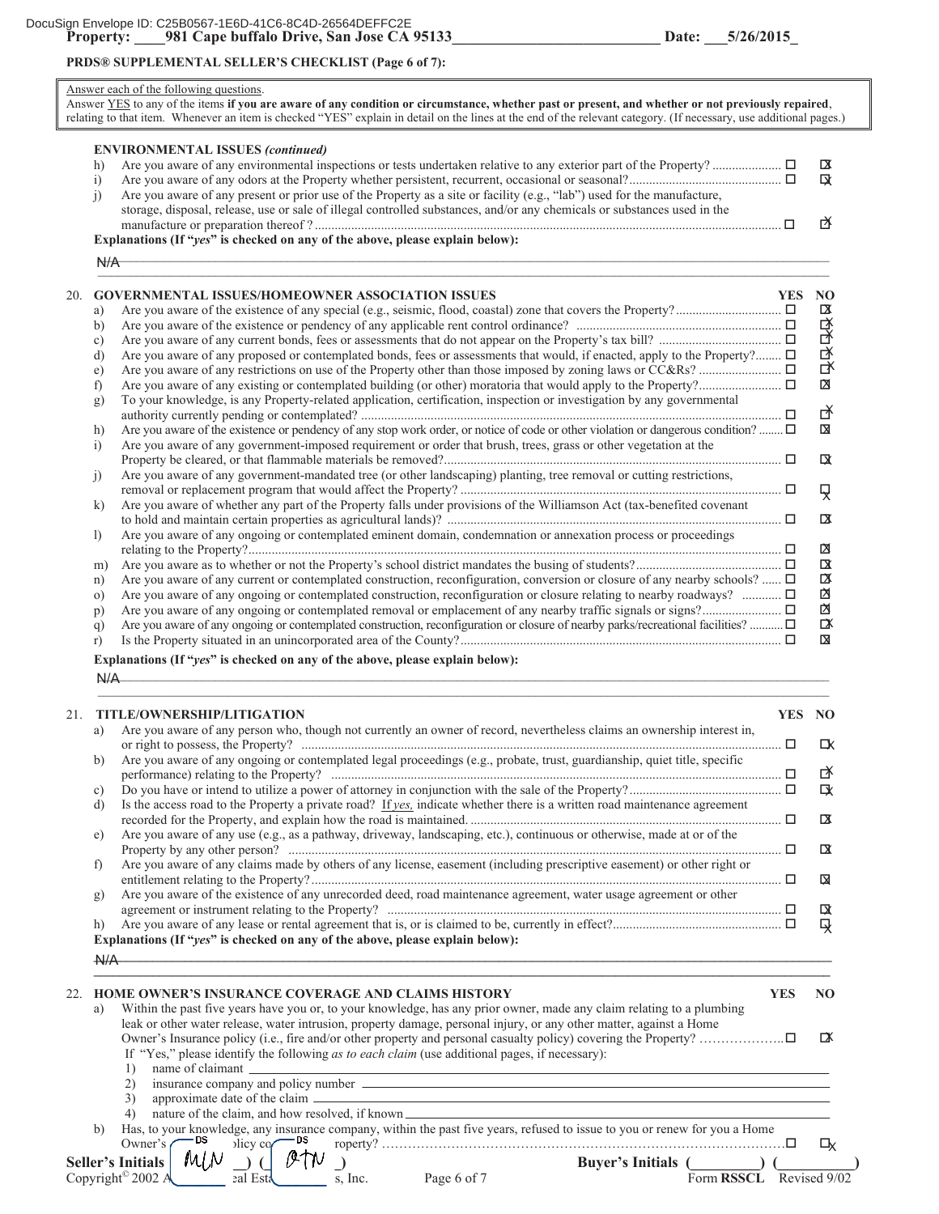DocuSign Envelope ID: C25B0567-1E6D-41C6-8C4D-26564DEFFC2E

**Property: ____981 Cape buffalo Drive, San Jose CA 95133__________________________ Date: ___5/26/2015_**

**PRDS® SUPPLEMENTAL SELLER'S CHECKLIST (Page 6 of 7):**

Answer each of the following questions.
Answer YES to any of the items **if you are aware of any condition or circumstance, whether past or present, and whether or not previously repaired**, relating to that item. Whenever an item is checked "YES" explain in detail on the lines at the end of the relevant category. (If necessary, use additional pages.)

**ENVIRONMENTAL ISSUES *(continued)***

| | | YES | NO |
|---|---|---|---|
| h) | Are you aware of any environmental inspections or tests undertaken relative to any exterior part of the Property? | ☐ | ☒ |
| i) | Are you aware of any odors at the Property whether persistent, recurrent, occasional or seasonal? | ☐ | ☒ |
| j) | Are you aware of any present or prior use of the Property as a site or facility (e.g., "lab") used for the manufacture, storage, disposal, release, use or sale of illegal controlled substances, and/or any chemicals or substances used in the manufacture or preparation thereof ? | ☐ | ☒ |

**Explanations (If "*yes*" is checked on any of the above, please explain below):**

~~N/A~~

**20. GOVERNMENTAL ISSUES/HOMEOWNER ASSOCIATION ISSUES**

| | | YES | NO |
|---|---|---|---|
| a) | Are you aware of the existence of any special (e.g., seismic, flood, coastal) zone that covers the Property? | ☐ | ☒ |
| b) | Are you aware of the existence or pendency of any applicable rent control ordinance? | ☐ | ☒ |
| c) | Are you aware of any current bonds, fees or assessments that do not appear on the Property's tax bill? | ☐ | ☒ |
| d) | Are you aware of any proposed or contemplated bonds, fees or assessments that would, if enacted, apply to the Property? | ☐ | ☒ |
| e) | Are you aware of any restrictions on use of the Property other than those imposed by zoning laws or CC&Rs? | ☐ | ☒ |
| f) | Are you aware of any existing or contemplated building (or other) moratoria that would apply to the Property? | ☐ | ☒ |
| g) | To your knowledge, is any Property-related application, certification, inspection or investigation by any governmental authority currently pending or contemplated? | ☐ | ☒ |
| h) | Are you aware of the existence or pendency of any stop work order, or notice of code or other violation or dangerous condition? | ☐ | ☒ |
| i) | Are you aware of any government-imposed requirement or order that brush, trees, grass or other vegetation at the Property be cleared, or that flammable materials be removed? | ☐ | ☒ |
| j) | Are you aware of any government-mandated tree (or other landscaping) planting, tree removal or cutting restrictions, removal or replacement program that would affect the Property? | ☐ | ☒ |
| k) | Are you aware of whether any part of the Property falls under provisions of the Williamson Act (tax-benefited covenant to hold and maintain certain properties as agricultural lands)? | ☐ | ☒ |
| l) | Are you aware of any ongoing or contemplated eminent domain, condemnation or annexation process or proceedings relating to the Property? | ☐ | ☒ |
| m) | Are you aware as to whether or not the Property's school district mandates the busing of students? | ☐ | ☒ |
| n) | Are you aware of any current or contemplated construction, reconfiguration, conversion or closure of any nearby schools? | ☐ | ☒ |
| o) | Are you aware of any ongoing or contemplated construction, reconfiguration or closure relating to nearby roadways? | ☐ | ☒ |
| p) | Are you aware of any ongoing or contemplated removal or emplacement of any nearby traffic signals or signs? | ☐ | ☒ |
| q) | Are you aware of any ongoing or contemplated construction, reconfiguration or closure of nearby parks/recreational facilities? | ☐ | ☒ |
| r) | Is the Property situated in an unincorporated area of the County? | ☐ | ☒ |

**Explanations (If "*yes*" is checked on any of the above, please explain below):**

~~N/A~~

**21. TITLE/OWNERSHIP/LITIGATION**

| | | YES | NO |
|---|---|---|---|
| a) | Are you aware of any person who, though not currently an owner of record, nevertheless claims an ownership interest in, or right to possess, the Property? | ☐ | ☒ |
| b) | Are you aware of any ongoing or contemplated legal proceedings (e.g., probate, trust, guardianship, quiet title, specific performance) relating to the Property? | ☐ | ☒ |
| c) | Do you have or intend to utilize a power of attorney in conjunction with the sale of the Property? | ☐ | ☒ |
| d) | Is the access road to the Property a private road? If *yes,* indicate whether there is a written road maintenance agreement recorded for the Property, and explain how the road is maintained. | ☐ | ☒ |
| e) | Are you aware of any use (e.g., as a pathway, driveway, landscaping, etc.), continuous or otherwise, made at or of the Property by any other person? | ☐ | ☒ |
| f) | Are you aware of any claims made by others of any license, easement (including prescriptive easement) or other right or entitlement relating to the Property? | ☐ | ☒ |
| g) | Are you aware of the existence of any unrecorded deed, road maintenance agreement, water usage agreement or other agreement or instrument relating to the Property? | ☐ | ☒ |
| h) | Are you aware of any lease or rental agreement that is, or is claimed to be, currently in effect? | ☐ | ☒ |

**Explanations (If "*yes*" is checked on any of the above, please explain below):**

~~N/A~~

**22. HOME OWNER'S INSURANCE COVERAGE AND CLAIMS HISTORY**

| | | YES | NO |
|---|---|---|---|
| a) | Within the past five years have you or, to your knowledge, has any prior owner, made any claim relating to a plumbing leak or other water release, water intrusion, property damage, personal injury, or any other matter, against a Home Owner's Insurance policy (i.e., fire and/or other property and personal casualty policy) covering the Property? | ☐ | ☒ |

If "Yes," please identify the following *as to each claim* (use additional pages, if necessary):

1) name of claimant ______
2) insurance company and policy number ______
3) approximate date of the claim ______
4) nature of the claim, and how resolved, if known ______

| | | YES | NO |
|---|---|---|---|
| b) | Has, to your knowledge, any insurance company, within the past five years, refused to issue to you or renew for you a Home Owner's Insurance policy covering the Property? | ☐ | ☒ |

**Seller's Initials** ( MLN ) ( OTN ) **Buyer's Initials** (________) (________)

Copyright© 2002 All Real Estate Forms, Inc. Form **RSSCL** Revised 9/02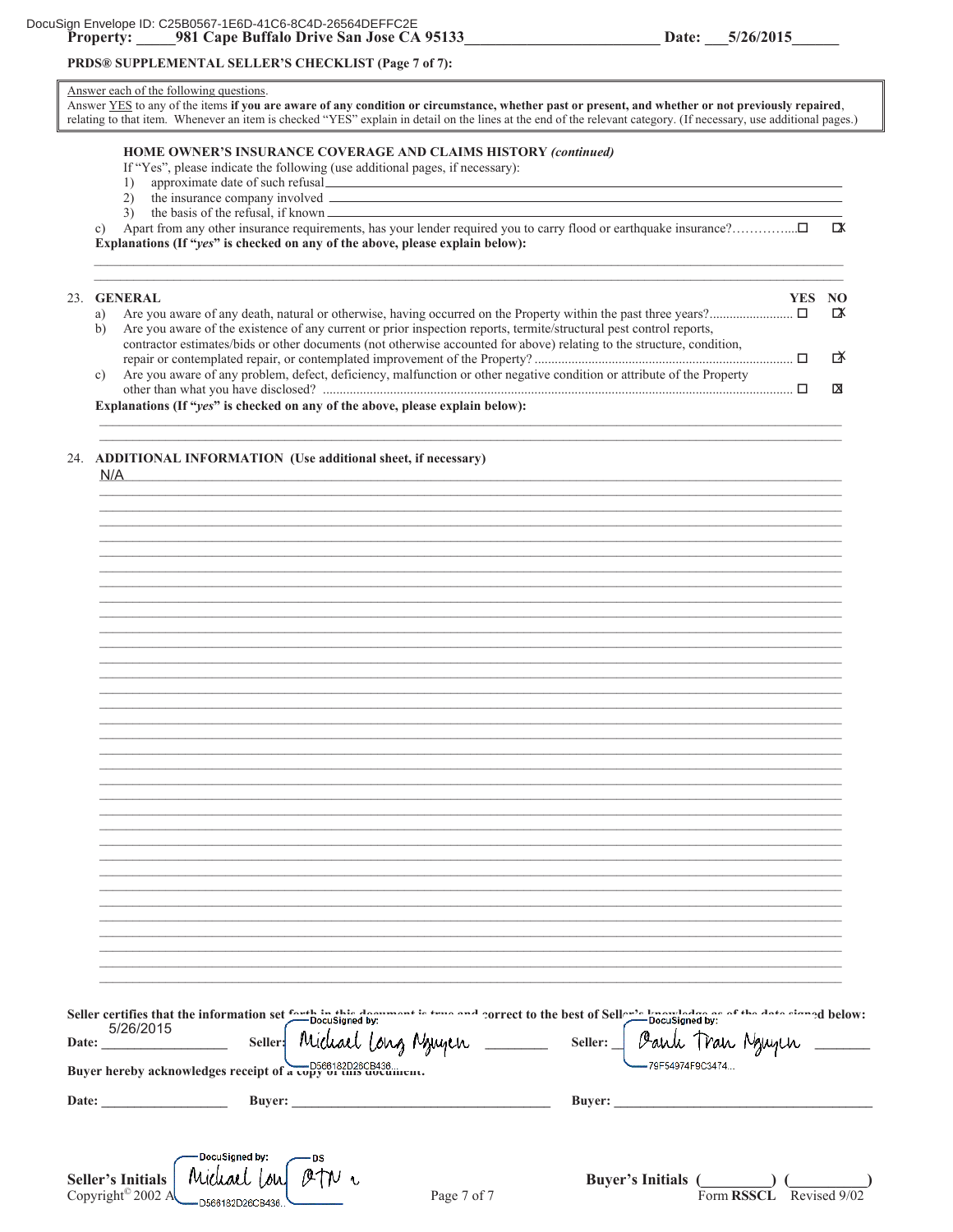DocuSign Envelope ID: C25B0567-1E6D-41C6-8C4D-26564DEFFC2E

**Property: 981 Cape Buffalo Drive San Jose CA 95133** **Date: 5/26/2015**

**PRDS® SUPPLEMENTAL SELLER'S CHECKLIST (Page 7 of 7):**

Answer each of the following questions.
Answer YES to any of the items **if you are aware of any condition or circumstance, whether past or present, and whether or not previously repaired**, relating to that item. Whenever an item is checked "YES" explain in detail on the lines at the end of the relevant category. (If necessary, use additional pages.)

**HOME OWNER'S INSURANCE COVERAGE AND CLAIMS HISTORY** ***(continued)***

If "Yes", please indicate the following (use additional pages, if necessary):

1) approximate date of such refusal
2) the insurance company involved
3) the basis of the refusal, if known

c) Apart from any other insurance requirements, has your lender required you to carry flood or earthquake insurance? ☐ ☒

**Explanations (If "*yes*" is checked on any of the above, please explain below):**

## 23. GENERAL

| | YES | NO |
|---|---|---|
| a) Are you aware of any death, natural or otherwise, having occurred on the Property within the past three years? | ☐ | ☒ |
| b) Are you aware of the existence of any current or prior inspection reports, termite/structural pest control reports, contractor estimates/bids or other documents (not otherwise accounted for above) relating to the structure, condition, repair or contemplated repair, or contemplated improvement of the Property? | ☐ | ☒ |
| c) Are you aware of any problem, defect, deficiency, malfunction or other negative condition or attribute of the Property other than what you have disclosed? | ☐ | ☒ |

**Explanations (If "*yes*" is checked on any of the above, please explain below):**

## 24. ADDITIONAL INFORMATION (Use additional sheet, if necessary)

N/A

**Seller certifies that the information set forth in this document is true and correct to the best of Seller's knowledge as of the date signed below:**

**Date:** 5/26/2015 **Seller:** DocuSigned by: Michael Long Nguyen D568182D28CB436... **Seller:** DocuSigned by: Oanh Tran Nguyen 79F54974F9C3474...

**Buyer hereby acknowledges receipt of a copy of this document.**

**Date:** ________ **Buyer:** ________ **Buyer:** ________

**Seller's Initials** DocuSigned by: Michael Long D568182D28CB436... DS OTN **Buyer's Initials** (________) (________)

Copyright© 2002 A Form **RSSCL** Revised 9/02